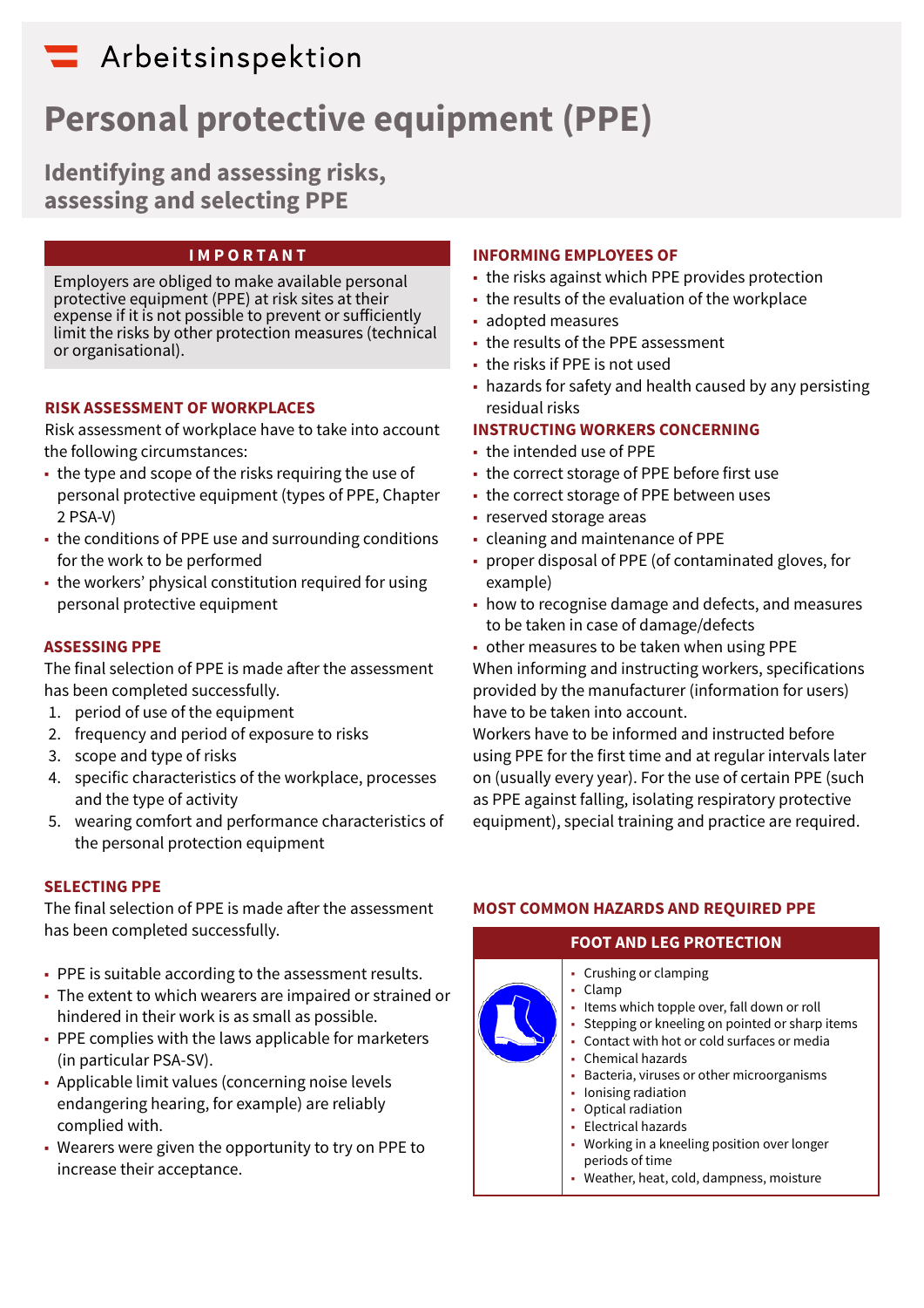Arbeitsinspektion

# Personal protective equipment (PPE)

## Identifying and assessing risks, assessing and selecting PPE

**IMPORTANT**

Employers are obliged to make available personal protective equipment (PPE) at risk sites at their expense if it is not possible to prevent or sufficiently limit the risks by other protection measures (technical or organisational).

### RISK ASSESSMENT OF WORKPLACES

Risk assessment of workplace have to take into account the following circumstances:

- the type and scope of the risks requiring the use of personal protective equipment (types of PPE, Chapter 2 PSA-V)
- the conditions of PPE use and surrounding conditions for the work to be performed
- the workers' physical constitution required for using personal protective equipment

### ASSESSING PPE

The final selection of PPE is made after the assessment has been completed successfully.

1. period of use of the equipment
2. frequency and period of exposure to risks
3. scope and type of risks
4. specific characteristics of the workplace, processes and the type of activity
5. wearing comfort and performance characteristics of the personal protection equipment

### SELECTING PPE

The final selection of PPE is made after the assessment has been completed successfully.

- PPE is suitable according to the assessment results.
- The extent to which wearers are impaired or strained or hindered in their work is as small as possible.
- PPE complies with the laws applicable for marketers (in particular PSA-SV).
- Applicable limit values (concerning noise levels endangering hearing, for example) are reliably complied with.
- Wearers were given the opportunity to try on PPE to increase their acceptance.

### INFORMING EMPLOYEES OF

- the risks against which PPE provides protection
- the results of the evaluation of the workplace
- adopted measures
- the results of the PPE assessment
- the risks if PPE is not used
- hazards for safety and health caused by any persisting residual risks

### INSTRUCTING WORKERS CONCERNING

- the intended use of PPE
- the correct storage of PPE before first use
- the correct storage of PPE between uses
- reserved storage areas
- cleaning and maintenance of PPE
- proper disposal of PPE (of contaminated gloves, for example)
- how to recognise damage and defects, and measures to be taken in case of damage/defects
- other measures to be taken when using PPE

When informing and instructing workers, specifications provided by the manufacturer (information for users) have to be taken into account.

Workers have to be informed and instructed before using PPE for the first time and at regular intervals later on (usually every year). For the use of certain PPE (such as PPE against falling, isolating respiratory protective equipment), special training and practice are required.

### MOST COMMON HAZARDS AND REQUIRED PPE

**FOOT AND LEG PROTECTION**

- Crushing or clamping
- Clamp
- Items which topple over, fall down or roll
- Stepping or kneeling on pointed or sharp items
- Contact with hot or cold surfaces or media
- Chemical hazards
- Bacteria, viruses or other microorganisms
- Ionising radiation
- Optical radiation
- Electrical hazards
- Working in a kneeling position over longer periods of time
- Weather, heat, cold, dampness, moisture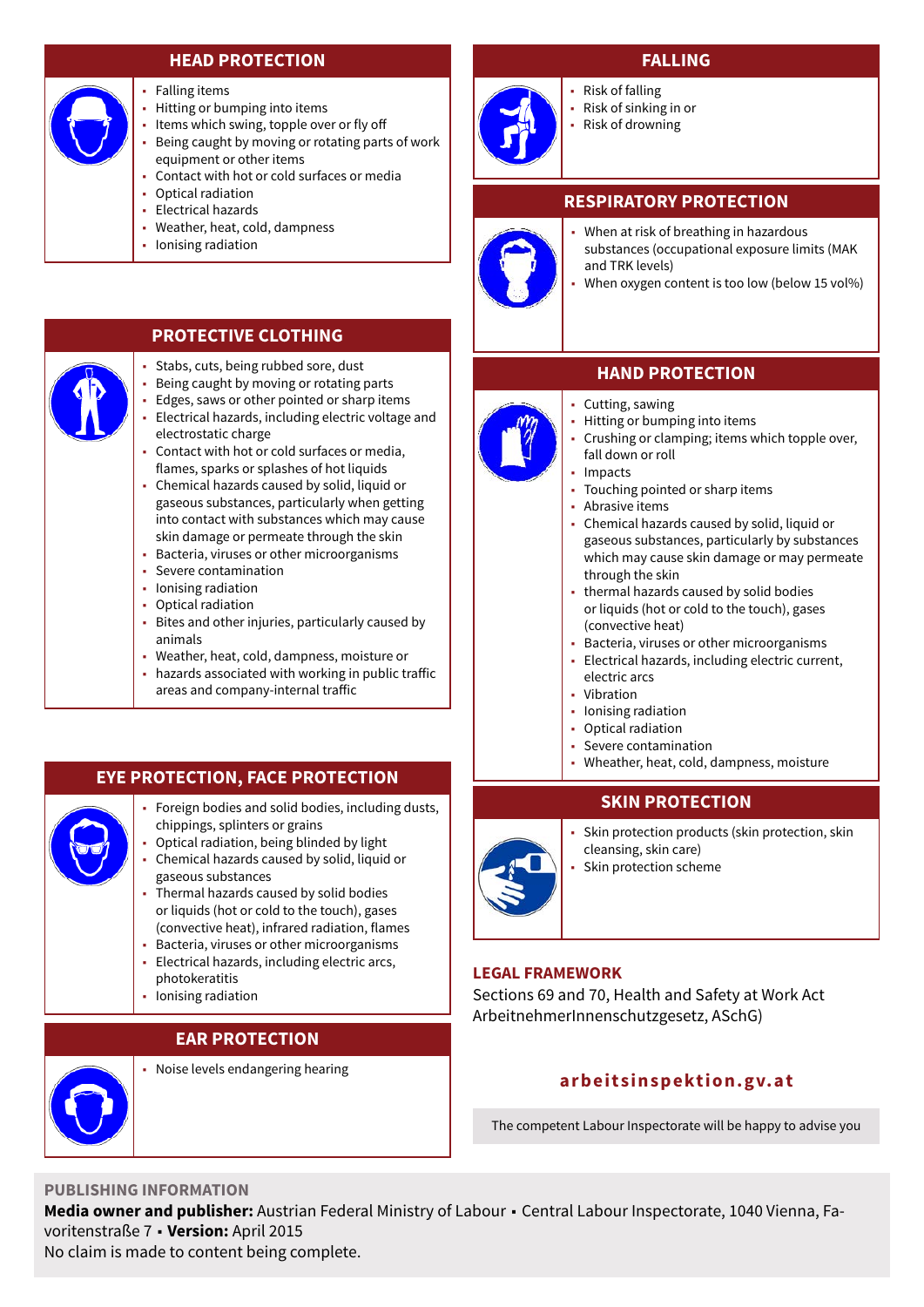## HEAD PROTECTION

- Falling items
- Hitting or bumping into items
- Items which swing, topple over or fly off
- Being caught by moving or rotating parts of work equipment or other items
- Contact with hot or cold surfaces or media
- Optical radiation
- Electrical hazards
- Weather, heat, cold, dampness
- Ionising radiation

## PROTECTIVE CLOTHING

- Stabs, cuts, being rubbed sore, dust
- Being caught by moving or rotating parts
- Edges, saws or other pointed or sharp items
- Electrical hazards, including electric voltage and electrostatic charge
- Contact with hot or cold surfaces or media, flames, sparks or splashes of hot liquids
- Chemical hazards caused by solid, liquid or gaseous substances, particularly when getting into contact with substances which may cause skin damage or permeate through the skin
- Bacteria, viruses or other microorganisms
- Severe contamination
- Ionising radiation
- Optical radiation
- Bites and other injuries, particularly caused by animals
- Weather, heat, cold, dampness, moisture or
- hazards associated with working in public traffic areas and company-internal traffic

## EYE PROTECTION, FACE PROTECTION

- Foreign bodies and solid bodies, including dusts, chippings, splinters or grains
- Optical radiation, being blinded by light
- Chemical hazards caused by solid, liquid or gaseous substances
- Thermal hazards caused by solid bodies or liquids (hot or cold to the touch), gases (convective heat), infrared radiation, flames
- Bacteria, viruses or other microorganisms
- Electrical hazards, including electric arcs, photokeratitis
- Ionising radiation

## EAR PROTECTION

- Noise levels endangering hearing

## FALLING

- Risk of falling
- Risk of sinking in or
- Risk of drowning

## RESPIRATORY PROTECTION

- When at risk of breathing in hazardous substances (occupational exposure limits (MAK and TRK levels)
- When oxygen content is too low (below 15 vol%)

## HAND PROTECTION

- Cutting, sawing
- Hitting or bumping into items
- Crushing or clamping; items which topple over, fall down or roll
- Impacts
- Touching pointed or sharp items
- Abrasive items
- Chemical hazards caused by solid, liquid or gaseous substances, particularly by substances which may cause skin damage or may permeate through the skin
- thermal hazards caused by solid bodies or liquids (hot or cold to the touch), gases (convective heat)
- Bacteria, viruses or other microorganisms
- Electrical hazards, including electric current, electric arcs
- Vibration
- Ionising radiation
- Optical radiation
- Severe contamination
- Wheather, heat, cold, dampness, moisture

## SKIN PROTECTION

- Skin protection products (skin protection, skin cleansing, skin care)
- Skin protection scheme

### LEGAL FRAMEWORK

Sections 69 and 70, Health and Safety at Work Act ArbeitnehmerInnenschutzgesetz, ASchG)

**arbeitsinspektion.gv.at**

The competent Labour Inspectorate will be happy to advise you

### PUBLISHING INFORMATION

**Media owner and publisher:** Austrian Federal Ministry of Labour ▪ Central Labour Inspectorate, 1040 Vienna, Favoritenstraße 7 ▪ **Version:** April 2015
No claim is made to content being complete.